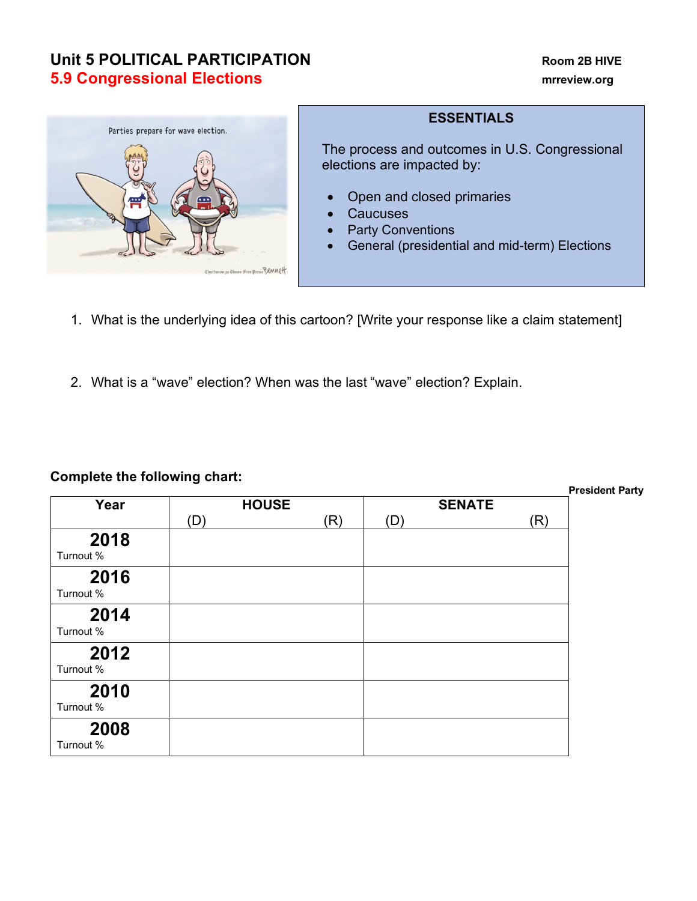# Unit 5 POLITICAL PARTICIPATION

## 5.9 Congressional Elections

Room 2B HIVE

mrreview.org

### ESSENTIALS

The process and outcomes in U.S. Congressional elections are impacted by:

- Open and closed primaries
- Caucuses
- Party Conventions
- General (presidential and mid-term) Elections

1. What is the underlying idea of this cartoon? [Write your response like a claim statement]

2. What is a "wave" election? When was the last "wave" election? Explain.

**Complete the following chart:**

| Year | HOUSE | | SENATE | | President Party |
|---|---|---|---|---|---|
| | (D) | (R) | (D) | (R) | |
| **2018** Turnout % | | | | | |
| **2016** Turnout % | | | | | |
| **2014** Turnout % | | | | | |
| **2012** Turnout % | | | | | |
| **2010** Turnout % | | | | | |
| **2008** Turnout % | | | | | |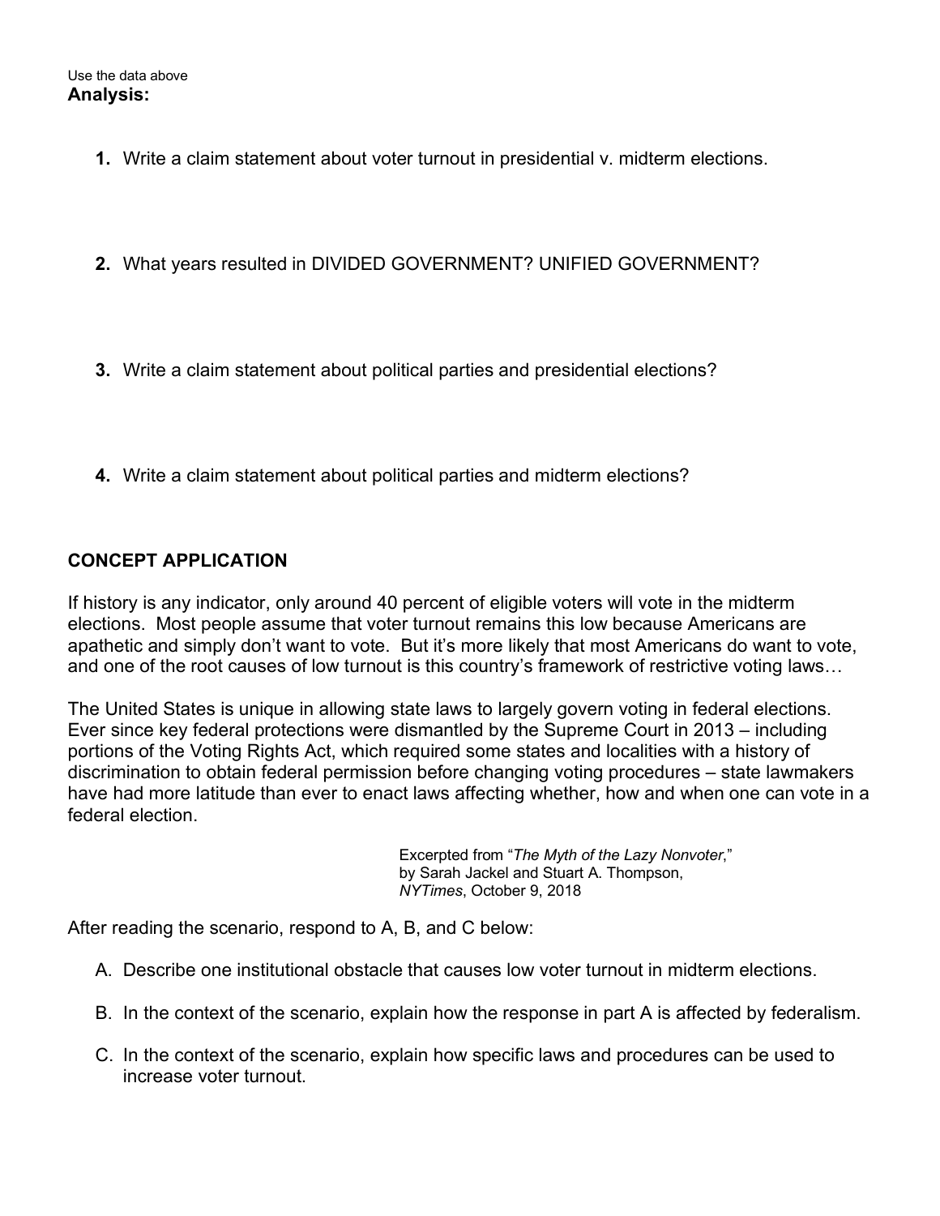Use the data above

**Analysis:**

1. Write a claim statement about voter turnout in presidential v. midterm elections.

2. What years resulted in DIVIDED GOVERNMENT? UNIFIED GOVERNMENT?

3. Write a claim statement about political parties and presidential elections?

4. Write a claim statement about political parties and midterm elections?

## CONCEPT APPLICATION

If history is any indicator, only around 40 percent of eligible voters will vote in the midterm elections. Most people assume that voter turnout remains this low because Americans are apathetic and simply don't want to vote. But it's more likely that most Americans do want to vote, and one of the root causes of low turnout is this country's framework of restrictive voting laws…

The United States is unique in allowing state laws to largely govern voting in federal elections. Ever since key federal protections were dismantled by the Supreme Court in 2013 – including portions of the Voting Rights Act, which required some states and localities with a history of discrimination to obtain federal permission before changing voting procedures – state lawmakers have had more latitude than ever to enact laws affecting whether, how and when one can vote in a federal election.

Excerpted from "*The Myth of the Lazy Nonvoter*,"
by Sarah Jackel and Stuart A. Thompson,
*NYTimes*, October 9, 2018

After reading the scenario, respond to A, B, and C below:

A. Describe one institutional obstacle that causes low voter turnout in midterm elections.

B. In the context of the scenario, explain how the response in part A is affected by federalism.

C. In the context of the scenario, explain how specific laws and procedures can be used to increase voter turnout.